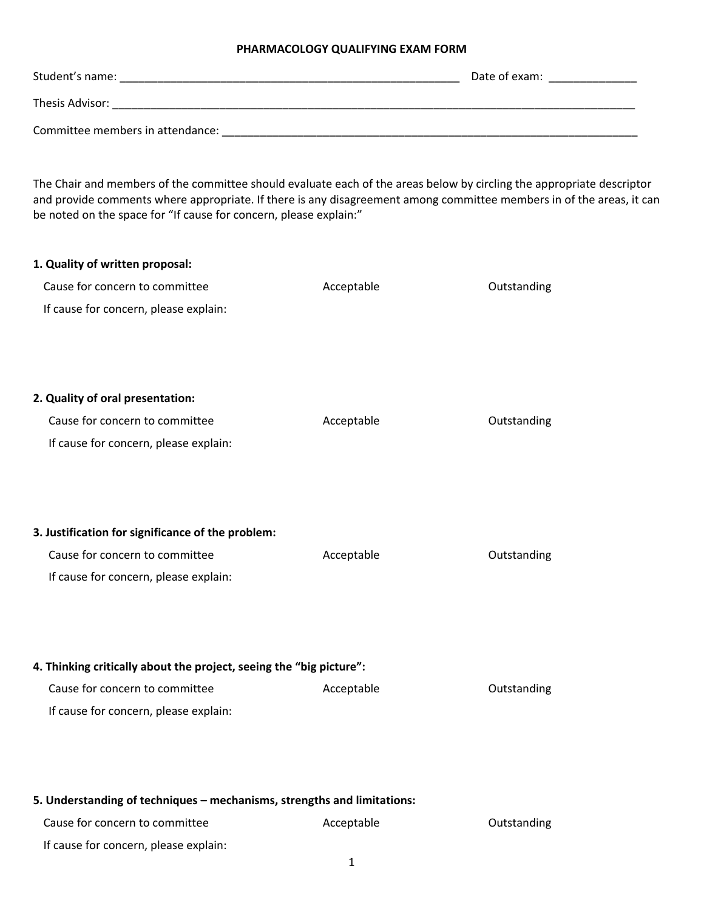# PHARMACOLOGY QUALIFYING EXAM FORM

Student's name: ________________________________________________________ Date of exam: ______________

Thesis Advisor: ________________________________________________________________________________________

Committee members in attendance: ______________________________________________________________________

The Chair and members of the committee should evaluate each of the areas below by circling the appropriate descriptor and provide comments where appropriate. If there is any disagreement among committee members in of the areas, it can be noted on the space for "If cause for concern, please explain:"

**1. Quality of written proposal:**

Cause for concern to committee    Acceptable    Outstanding

If cause for concern, please explain:

**2. Quality of oral presentation:**

Cause for concern to committee    Acceptable    Outstanding

If cause for concern, please explain:

**3. Justification for significance of the problem:**

Cause for concern to committee    Acceptable    Outstanding

If cause for concern, please explain:

**4. Thinking critically about the project, seeing the "big picture":**

Cause for concern to committee    Acceptable    Outstanding

If cause for concern, please explain:

**5. Understanding of techniques – mechanisms, strengths and limitations:**

Cause for concern to committee    Acceptable    Outstanding

If cause for concern, please explain: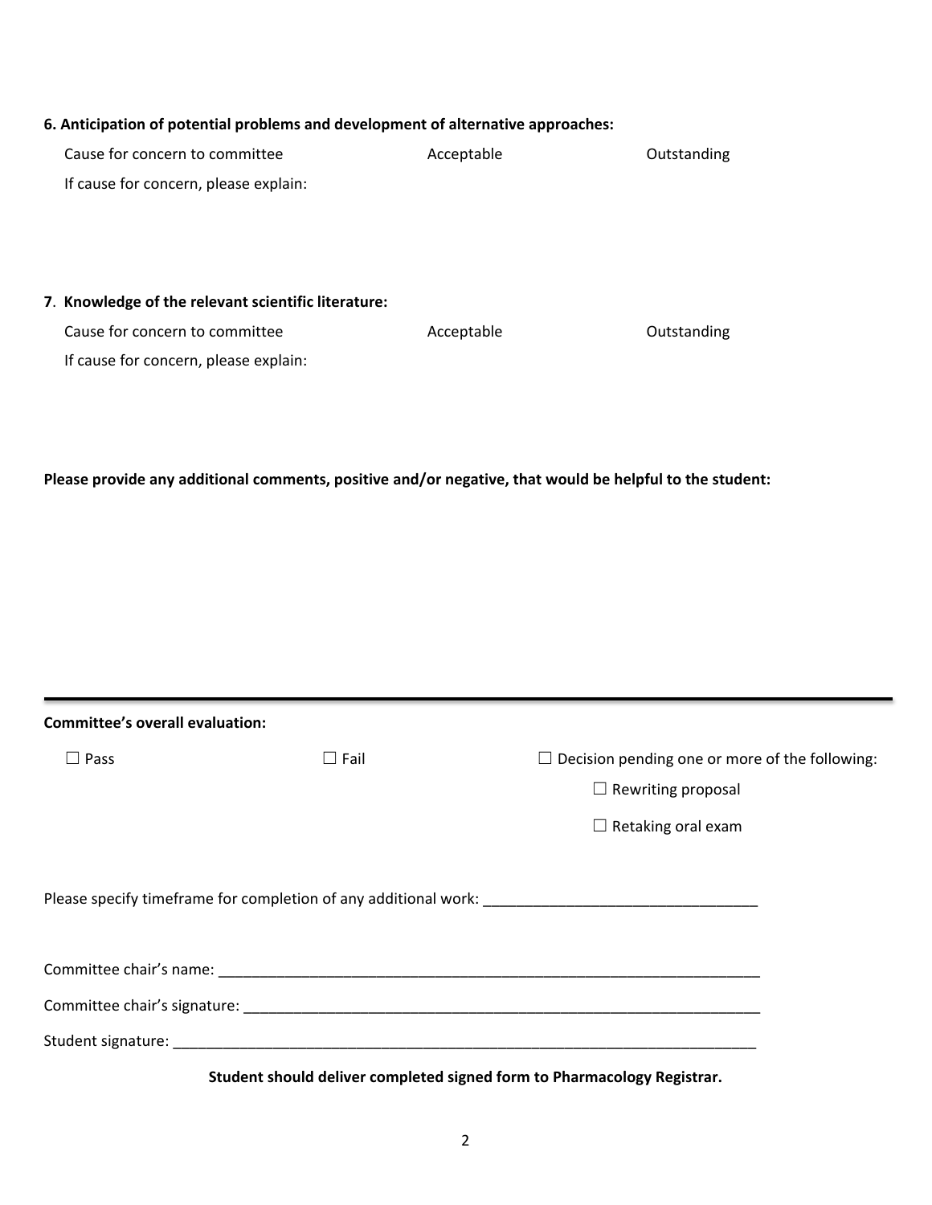**6. Anticipation of potential problems and development of alternative approaches:**

Cause for concern to committee   Acceptable   Outstanding

If cause for concern, please explain:

**7. Knowledge of the relevant scientific literature:**

Cause for concern to committee   Acceptable   Outstanding

If cause for concern, please explain:

**Please provide any additional comments, positive and/or negative, that would be helpful to the student:**

---

**Committee's overall evaluation:**

☐ Pass   ☐ Fail   ☐ Decision pending one or more of the following:

☐ Rewriting proposal

☐ Retaking oral exam

Please specify timeframe for completion of any additional work: ________________________________

Committee chair's name: ____________________________________________________________________

Committee chair's signature: _________________________________________________________________

Student signature: __________________________________________________________________________

**Student should deliver completed signed form to Pharmacology Registrar.**